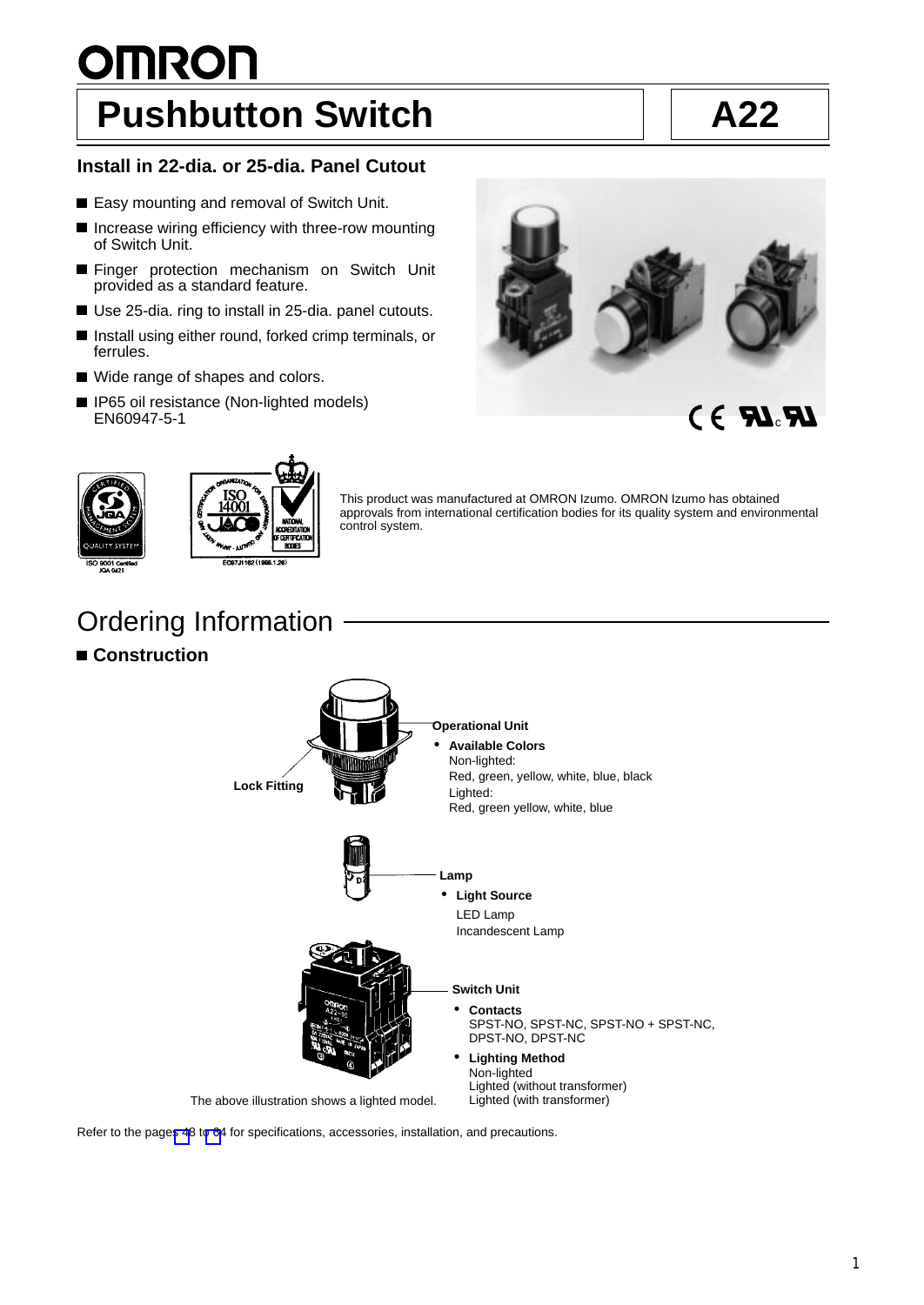# OMRON

# Pushbutton Switch — A22

**Install in 22-dia. or 25-dia. Panel Cutout**

- Easy mounting and removal of Switch Unit.
- Increase wiring efficiency with three-row mounting of Switch Unit.
- Finger protection mechanism on Switch Unit provided as a standard feature.
- Use 25-dia. ring to install in 25-dia. panel cutouts.
- Install using either round, forked crimp terminals, or ferrules.
- Wide range of shapes and colors.
- IP65 oil resistance (Non-lighted models) EN60947-5-1

ISO 9001 Certified JQA 0421

EC97J1162 (1998.1.26)

This product was manufactured at OMRON Izumo. OMRON Izumo has obtained approvals from international certification bodies for its quality system and environmental control system.

## Ordering Information

### Construction

Lock Fitting

**Operational Unit**

- **Available Colors**
  Non-lighted:
  Red, green, yellow, white, blue, black
  Lighted:
  Red, green yellow, white, blue

**Lamp**

- **Light Source**
  LED Lamp
  Incandescent Lamp

**Switch Unit**

- **Contacts**
  SPST-NO, SPST-NC, SPST-NO + SPST-NC, DPST-NO, DPST-NC
- **Lighting Method**
  Non-lighted
  Lighted (without transformer)
  Lighted (with transformer)

The above illustration shows a lighted model.

Refer to the pages 48 to 64 for specifications, accessories, installation, and precautions.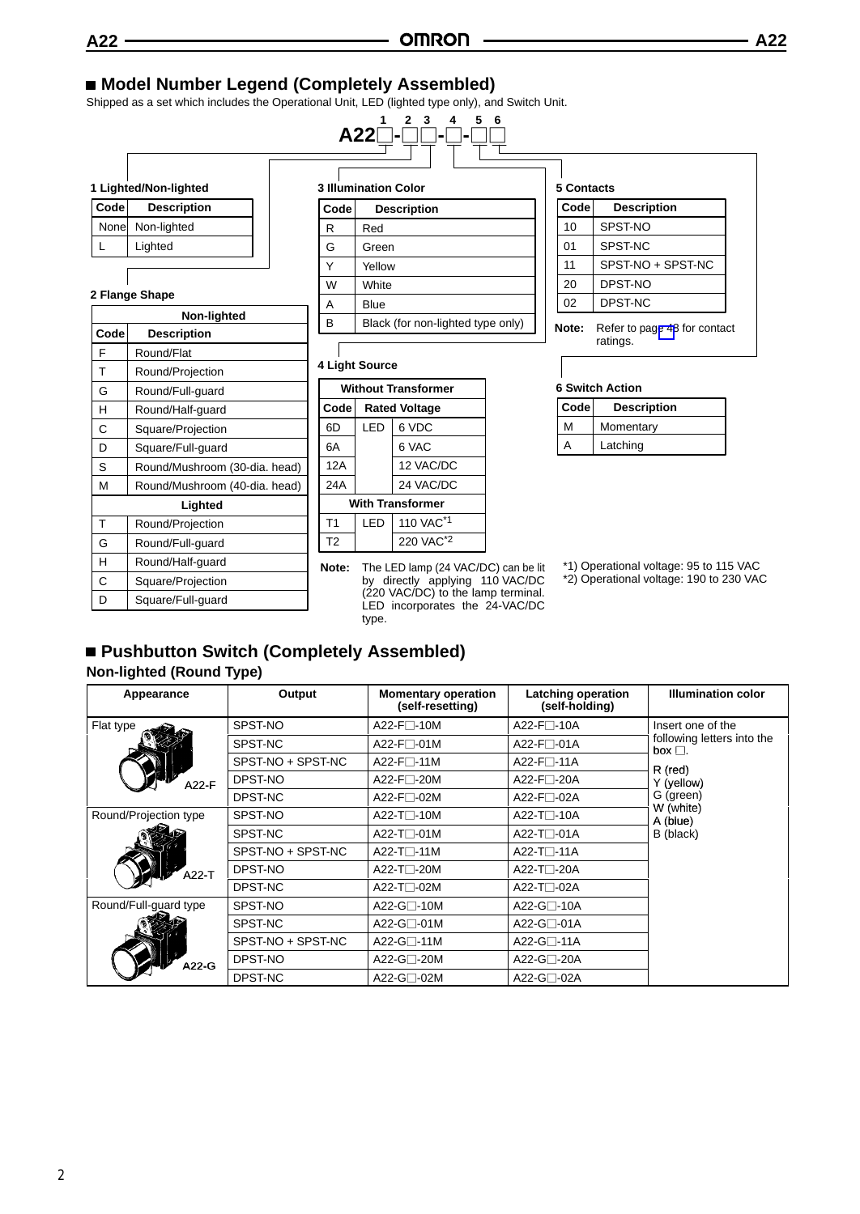## Model Number Legend (Completely Assembled)

Shipped as a set which includes the Operational Unit, LED (lighted type only), and Switch Unit.

A22□-□□-□-□□ (positions 1, 2 3, 4, 5 6)

**1 Lighted/Non-lighted**

| Code | Description |
|---|---|
| None | Non-lighted |
| L | Lighted |

**2 Flange Shape**

| Code | Description |
|---|---|
| **Non-lighted** | |
| F | Round/Flat |
| T | Round/Projection |
| G | Round/Full-guard |
| H | Round/Half-guard |
| C | Square/Projection |
| D | Square/Full-guard |
| S | Round/Mushroom (30-dia. head) |
| M | Round/Mushroom (40-dia. head) |
| **Lighted** | |
| T | Round/Projection |
| G | Round/Full-guard |
| H | Round/Half-guard |
| C | Square/Projection |
| D | Square/Full-guard |

**3 Illumination Color**

| Code | Description |
|---|---|
| R | Red |
| G | Green |
| Y | Yellow |
| W | White |
| A | Blue |
| B | Black (for non-lighted type only) |

**4 Light Source**

| Code | | Rated Voltage |
|---|---|---|
| **Without Transformer** | | |
| 6D | LED | 6 VDC |
| 6A | | 6 VAC |
| 12A | | 12 VAC/DC |
| 24A | | 24 VAC/DC |
| **With Transformer** | | |
| T1 | LED | 110 VAC*1 |
| T2 | | 220 VAC*2 |

**Note:** The LED lamp (24 VAC/DC) can be lit by directly applying 110 VAC/DC (220 VAC/DC) to the lamp terminal. LED incorporates the 24-VAC/DC type.

*1) Operational voltage: 95 to 115 VAC
*2) Operational voltage: 190 to 230 VAC

**5 Contacts**

| Code | Description |
|---|---|
| 10 | SPST-NO |
| 01 | SPST-NC |
| 11 | SPST-NO + SPST-NC |
| 20 | DPST-NO |
| 02 | DPST-NC |

**Note:** Refer to page 48 for contact ratings.

**6 Switch Action**

| Code | Description |
|---|---|
| M | Momentary |
| A | Latching |

## Pushbutton Switch (Completely Assembled)

### Non-lighted (Round Type)

| Appearance | Output | Momentary operation (self-resetting) | Latching operation (self-holding) | Illumination color |
|---|---|---|---|---|
| Flat type A22-F | SPST-NO | A22-F□-10M | A22-F□-10A | Insert one of the following letters into the box □. R (red) Y (yellow) G (green) W (white) A (blue) B (black) |
| | SPST-NC | A22-F□-01M | A22-F□-01A | |
| | SPST-NO + SPST-NC | A22-F□-11M | A22-F□-11A | |
| | DPST-NO | A22-F□-20M | A22-F□-20A | |
| | DPST-NC | A22-F□-02M | A22-F□-02A | |
| Round/Projection type A22-T | SPST-NO | A22-T□-10M | A22-T□-10A | |
| | SPST-NC | A22-T□-01M | A22-T□-01A | |
| | SPST-NO + SPST-NC | A22-T□-11M | A22-T□-11A | |
| | DPST-NO | A22-T□-20M | A22-T□-20A | |
| | DPST-NC | A22-T□-02M | A22-T□-02A | |
| Round/Full-guard type A22-G | SPST-NO | A22-G□-10M | A22-G□-10A | |
| | SPST-NC | A22-G□-01M | A22-G□-01A | |
| | SPST-NO + SPST-NC | A22-G□-11M | A22-G□-11A | |
| | DPST-NO | A22-G□-20M | A22-G□-20A | |
| | DPST-NC | A22-G□-02M | A22-G□-02A | |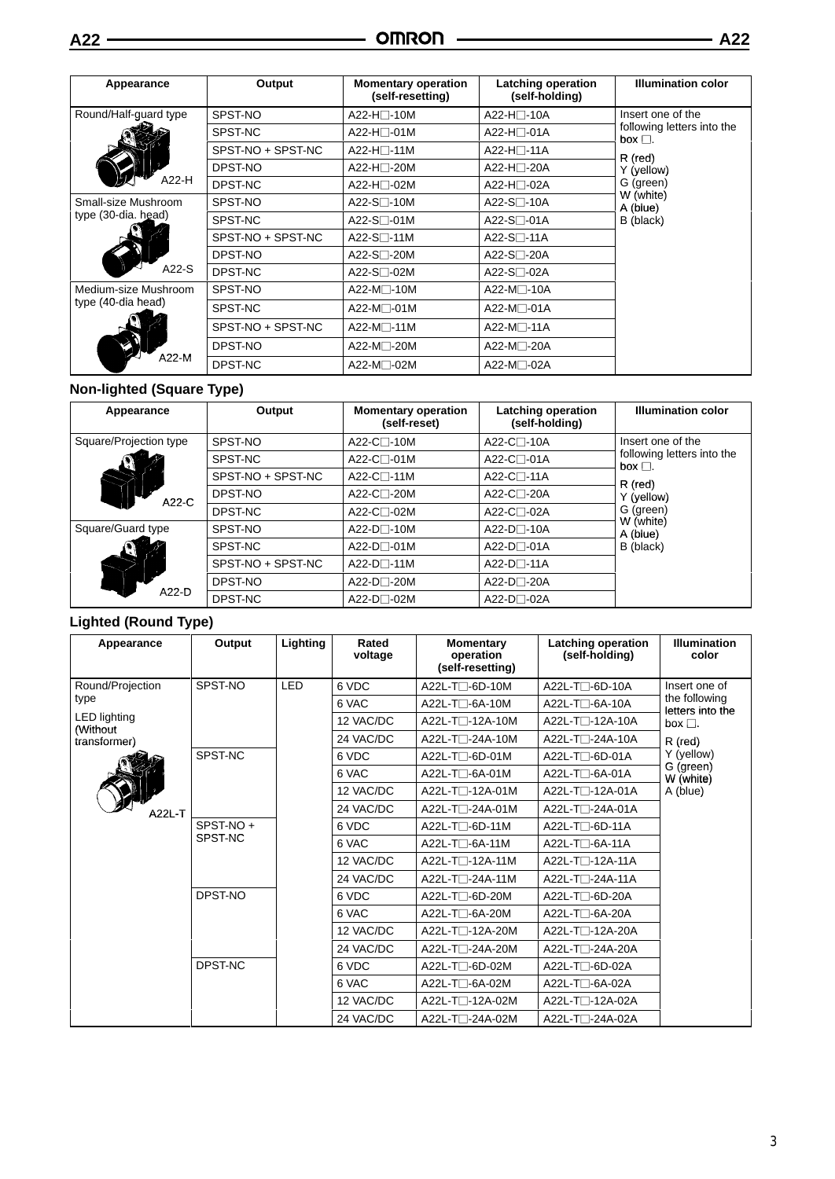| Appearance | Output | Momentary operation (self-resetting) | Latching operation (self-holding) | Illumination color |
|---|---|---|---|---|
| Round/Half-guard type A22-H | SPST-NO | A22-H□-10M | A22-H□-10A | Insert one of the following letters into the box □. R (red) Y (yellow) G (green) W (white) A (blue) B (black) |
| | SPST-NC | A22-H□-01M | A22-H□-01A | |
| | SPST-NO + SPST-NC | A22-H□-11M | A22-H□-11A | |
| | DPST-NO | A22-H□-20M | A22-H□-20A | |
| | DPST-NC | A22-H□-02M | A22-H□-02A | |
| Small-size Mushroom type (30-dia. head) A22-S | SPST-NO | A22-S□-10M | A22-S□-10A | |
| | SPST-NC | A22-S□-01M | A22-S□-01A | |
| | SPST-NO + SPST-NC | A22-S□-11M | A22-S□-11A | |
| | DPST-NO | A22-S□-20M | A22-S□-20A | |
| | DPST-NC | A22-S□-02M | A22-S□-02A | |
| Medium-size Mushroom type (40-dia head) A22-M | SPST-NO | A22-M□-10M | A22-M□-10A | |
| | SPST-NC | A22-M□-01M | A22-M□-01A | |
| | SPST-NO + SPST-NC | A22-M□-11M | A22-M□-11A | |
| | DPST-NO | A22-M□-20M | A22-M□-20A | |
| | DPST-NC | A22-M□-02M | A22-M□-02A | |

### Non-lighted (Square Type)

| Appearance | Output | Momentary operation (self-reset) | Latching operation (self-holding) | Illumination color |
|---|---|---|---|---|
| Square/Projection type A22-C | SPST-NO | A22-C□-10M | A22-C□-10A | Insert one of the following letters into the box □. R (red) Y (yellow) G (green) W (white) A (blue) B (black) |
| | SPST-NC | A22-C□-01M | A22-C□-01A | |
| | SPST-NO + SPST-NC | A22-C□-11M | A22-C□-11A | |
| | DPST-NO | A22-C□-20M | A22-C□-20A | |
| | DPST-NC | A22-C□-02M | A22-C□-02A | |
| Square/Guard type A22-D | SPST-NO | A22-D□-10M | A22-D□-10A | |
| | SPST-NC | A22-D□-01M | A22-D□-01A | |
| | SPST-NO + SPST-NC | A22-D□-11M | A22-D□-11A | |
| | DPST-NO | A22-D□-20M | A22-D□-20A | |
| | DPST-NC | A22-D□-02M | A22-D□-02A | |

### Lighted (Round Type)

| Appearance | Output | Lighting | Rated voltage | Momentary operation (self-resetting) | Latching operation (self-holding) | Illumination color |
|---|---|---|---|---|---|---|
| Round/Projection type LED lighting (Without transformer) A22L-T | SPST-NO | LED | 6 VDC | A22L-T□-6D-10M | A22L-T□-6D-10A | Insert one of the following letters into the box □. R (red) Y (yellow) G (green) W (white) A (blue) |
| | | | 6 VAC | A22L-T□-6A-10M | A22L-T□-6A-10A | |
| | | | 12 VAC/DC | A22L-T□-12A-10M | A22L-T□-12A-10A | |
| | | | 24 VAC/DC | A22L-T□-24A-10M | A22L-T□-24A-10A | |
| | SPST-NC | | 6 VDC | A22L-T□-6D-01M | A22L-T□-6D-01A | |
| | | | 6 VAC | A22L-T□-6A-01M | A22L-T□-6A-01A | |
| | | | 12 VAC/DC | A22L-T□-12A-01M | A22L-T□-12A-01A | |
| | | | 24 VAC/DC | A22L-T□-24A-01M | A22L-T□-24A-01A | |
| | SPST-NO + SPST-NC | | 6 VDC | A22L-T□-6D-11M | A22L-T□-6D-11A | |
| | | | 6 VAC | A22L-T□-6A-11M | A22L-T□-6A-11A | |
| | | | 12 VAC/DC | A22L-T□-12A-11M | A22L-T□-12A-11A | |
| | | | 24 VAC/DC | A22L-T□-24A-11M | A22L-T□-24A-11A | |
| | DPST-NO | | 6 VDC | A22L-T□-6D-20M | A22L-T□-6D-20A | |
| | | | 6 VAC | A22L-T□-6A-20M | A22L-T□-6A-20A | |
| | | | 12 VAC/DC | A22L-T□-12A-20M | A22L-T□-12A-20A | |
| | | | 24 VAC/DC | A22L-T□-24A-20M | A22L-T□-24A-20A | |
| | DPST-NC | | 6 VDC | A22L-T□-6D-02M | A22L-T□-6D-02A | |
| | | | 6 VAC | A22L-T□-6A-02M | A22L-T□-6A-02A | |
| | | | 12 VAC/DC | A22L-T□-12A-02M | A22L-T□-12A-02A | |
| | | | 24 VAC/DC | A22L-T□-24A-02M | A22L-T□-24A-02A | |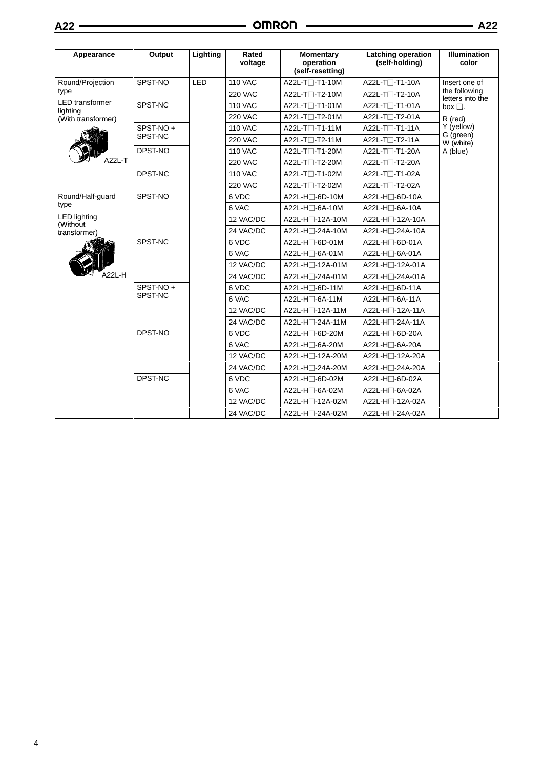| Appearance | Output | Lighting | Rated voltage | Momentary operation (self-resetting) | Latching operation (self-holding) | Illumination color |
|---|---|---|---|---|---|---|
| Round/Projection type LED transformer lighting (With transformer) A22L-T | SPST-NO | LED | 110 VAC | A22L-T□-T1-10M | A22L-T□-T1-10A | Insert one of the following letters into the box □. R (red) Y (yellow) G (green) W (white) A (blue) |
| | | | 220 VAC | A22L-T□-T2-10M | A22L-T□-T2-10A | |
| | SPST-NC | | 110 VAC | A22L-T□-T1-01M | A22L-T□-T1-01A | |
| | | | 220 VAC | A22L-T□-T2-01M | A22L-T□-T2-01A | |
| | SPST-NO + SPST-NC | | 110 VAC | A22L-T□-T1-11M | A22L-T□-T1-11A | |
| | | | 220 VAC | A22L-T□-T2-11M | A22L-T□-T2-11A | |
| | DPST-NO | | 110 VAC | A22L-T□-T1-20M | A22L-T□-T1-20A | |
| | | | 220 VAC | A22L-T□-T2-20M | A22L-T□-T2-20A | |
| | DPST-NC | | 110 VAC | A22L-T□-T1-02M | A22L-T□-T1-02A | |
| | | | 220 VAC | A22L-T□-T2-02M | A22L-T□-T2-02A | |
| Round/Half-guard type LED lighting (Without transformer) A22L-H | SPST-NO | | 6 VDC | A22L-H□-6D-10M | A22L-H□-6D-10A | |
| | | | 6 VAC | A22L-H□-6A-10M | A22L-H□-6A-10A | |
| | | | 12 VAC/DC | A22L-H□-12A-10M | A22L-H□-12A-10A | |
| | | | 24 VAC/DC | A22L-H□-24A-10M | A22L-H□-24A-10A | |
| | SPST-NC | | 6 VDC | A22L-H□-6D-01M | A22L-H□-6D-01A | |
| | | | 6 VAC | A22L-H□-6A-01M | A22L-H□-6A-01A | |
| | | | 12 VAC/DC | A22L-H□-12A-01M | A22L-H□-12A-01A | |
| | | | 24 VAC/DC | A22L-H□-24A-01M | A22L-H□-24A-01A | |
| | SPST-NO + SPST-NC | | 6 VDC | A22L-H□-6D-11M | A22L-H□-6D-11A | |
| | | | 6 VAC | A22L-H□-6A-11M | A22L-H□-6A-11A | |
| | | | 12 VAC/DC | A22L-H□-12A-11M | A22L-H□-12A-11A | |
| | | | 24 VAC/DC | A22L-H□-24A-11M | A22L-H□-24A-11A | |
| | DPST-NO | | 6 VDC | A22L-H□-6D-20M | A22L-H□-6D-20A | |
| | | | 6 VAC | A22L-H□-6A-20M | A22L-H□-6A-20A | |
| | | | 12 VAC/DC | A22L-H□-12A-20M | A22L-H□-12A-20A | |
| | | | 24 VAC/DC | A22L-H□-24A-20M | A22L-H□-24A-20A | |
| | DPST-NC | | 6 VDC | A22L-H□-6D-02M | A22L-H□-6D-02A | |
| | | | 6 VAC | A22L-H□-6A-02M | A22L-H□-6A-02A | |
| | | | 12 VAC/DC | A22L-H□-12A-02M | A22L-H□-12A-02A | |
| | | | 24 VAC/DC | A22L-H□-24A-02M | A22L-H□-24A-02A | |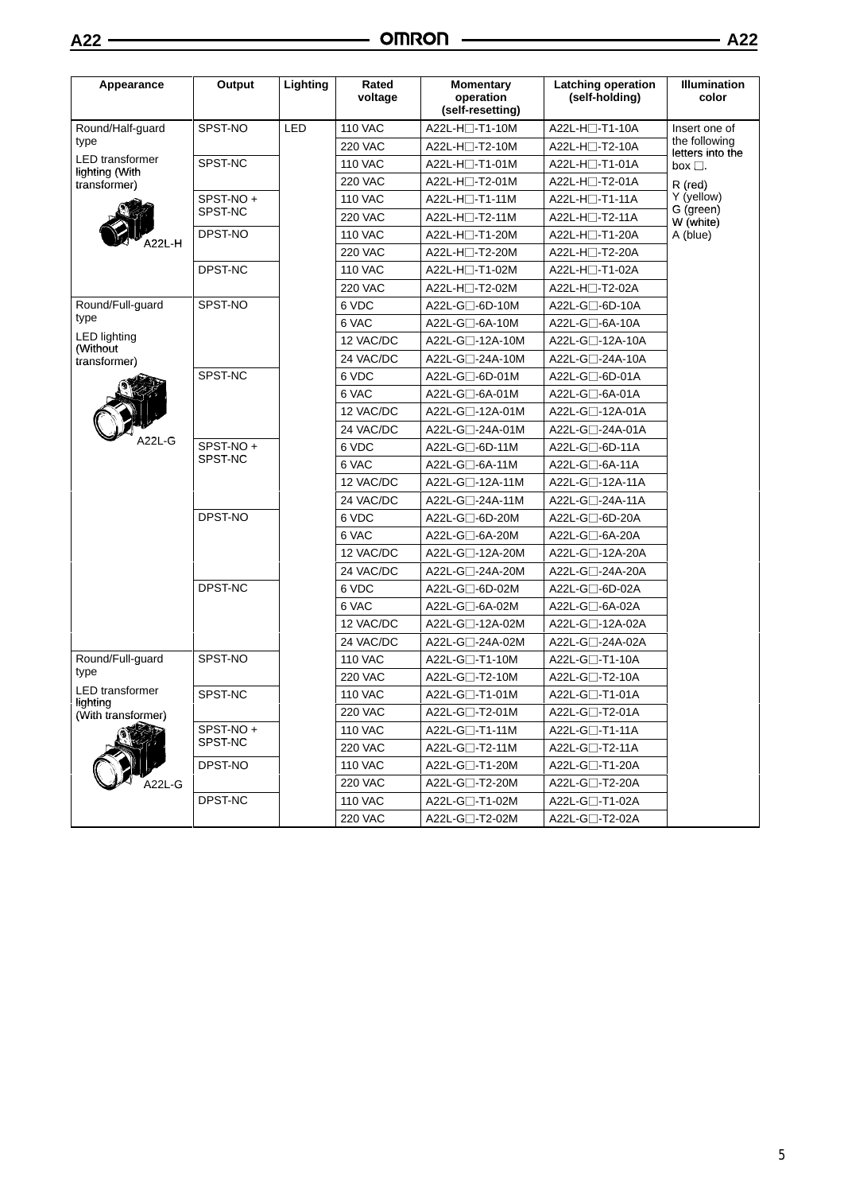| Appearance | Output | Lighting | Rated voltage | Momentary operation (self-resetting) | Latching operation (self-holding) | Illumination color |
|---|---|---|---|---|---|---|
| Round/Half-guard type LED transformer lighting (With transformer) A22L-H | SPST-NO | LED | 110 VAC | A22L-H□-T1-10M | A22L-H□-T1-10A | Insert one of the following letters into the box □. R (red) Y (yellow) G (green) W (white) A (blue) |
| | | | 220 VAC | A22L-H□-T2-10M | A22L-H□-T2-10A | |
| | SPST-NC | | 110 VAC | A22L-H□-T1-01M | A22L-H□-T1-01A | |
| | | | 220 VAC | A22L-H□-T2-01M | A22L-H□-T2-01A | |
| | SPST-NO + SPST-NC | | 110 VAC | A22L-H□-T1-11M | A22L-H□-T1-11A | |
| | | | 220 VAC | A22L-H□-T2-11M | A22L-H□-T2-11A | |
| | DPST-NO | | 110 VAC | A22L-H□-T1-20M | A22L-H□-T1-20A | |
| | | | 220 VAC | A22L-H□-T2-20M | A22L-H□-T2-20A | |
| | DPST-NC | | 110 VAC | A22L-H□-T1-02M | A22L-H□-T1-02A | |
| | | | 220 VAC | A22L-H□-T2-02M | A22L-H□-T2-02A | |
| Round/Full-guard type LED lighting (Without transformer) A22L-G | SPST-NO | | 6 VDC | A22L-G□-6D-10M | A22L-G□-6D-10A | |
| | | | 6 VAC | A22L-G□-6A-10M | A22L-G□-6A-10A | |
| | | | 12 VAC/DC | A22L-G□-12A-10M | A22L-G□-12A-10A | |
| | | | 24 VAC/DC | A22L-G□-24A-10M | A22L-G□-24A-10A | |
| | SPST-NC | | 6 VDC | A22L-G□-6D-01M | A22L-G□-6D-01A | |
| | | | 6 VAC | A22L-G□-6A-01M | A22L-G□-6A-01A | |
| | | | 12 VAC/DC | A22L-G□-12A-01M | A22L-G□-12A-01A | |
| | | | 24 VAC/DC | A22L-G□-24A-01M | A22L-G□-24A-01A | |
| | SPST-NO + SPST-NC | | 6 VDC | A22L-G□-6D-11M | A22L-G□-6D-11A | |
| | | | 6 VAC | A22L-G□-6A-11M | A22L-G□-6A-11A | |
| | | | 12 VAC/DC | A22L-G□-12A-11M | A22L-G□-12A-11A | |
| | | | 24 VAC/DC | A22L-G□-24A-11M | A22L-G□-24A-11A | |
| | DPST-NO | | 6 VDC | A22L-G□-6D-20M | A22L-G□-6D-20A | |
| | | | 6 VAC | A22L-G□-6A-20M | A22L-G□-6A-20A | |
| | | | 12 VAC/DC | A22L-G□-12A-20M | A22L-G□-12A-20A | |
| | | | 24 VAC/DC | A22L-G□-24A-20M | A22L-G□-24A-20A | |
| | DPST-NC | | 6 VDC | A22L-G□-6D-02M | A22L-G□-6D-02A | |
| | | | 6 VAC | A22L-G□-6A-02M | A22L-G□-6A-02A | |
| | | | 12 VAC/DC | A22L-G□-12A-02M | A22L-G□-12A-02A | |
| | | | 24 VAC/DC | A22L-G□-24A-02M | A22L-G□-24A-02A | |
| Round/Full-guard type LED transformer lighting (With transformer) A22L-G | SPST-NO | | 110 VAC | A22L-G□-T1-10M | A22L-G□-T1-10A | |
| | | | 220 VAC | A22L-G□-T2-10M | A22L-G□-T2-10A | |
| | SPST-NC | | 110 VAC | A22L-G□-T1-01M | A22L-G□-T1-01A | |
| | | | 220 VAC | A22L-G□-T2-01M | A22L-G□-T2-01A | |
| | SPST-NO + SPST-NC | | 110 VAC | A22L-G□-T1-11M | A22L-G□-T1-11A | |
| | | | 220 VAC | A22L-G□-T2-11M | A22L-G□-T2-11A | |
| | DPST-NO | | 110 VAC | A22L-G□-T1-20M | A22L-G□-T1-20A | |
| | | | 220 VAC | A22L-G□-T2-20M | A22L-G□-T2-20A | |
| | DPST-NC | | 110 VAC | A22L-G□-T1-02M | A22L-G□-T1-02A | |
| | | | 220 VAC | A22L-G□-T2-02M | A22L-G□-T2-02A | |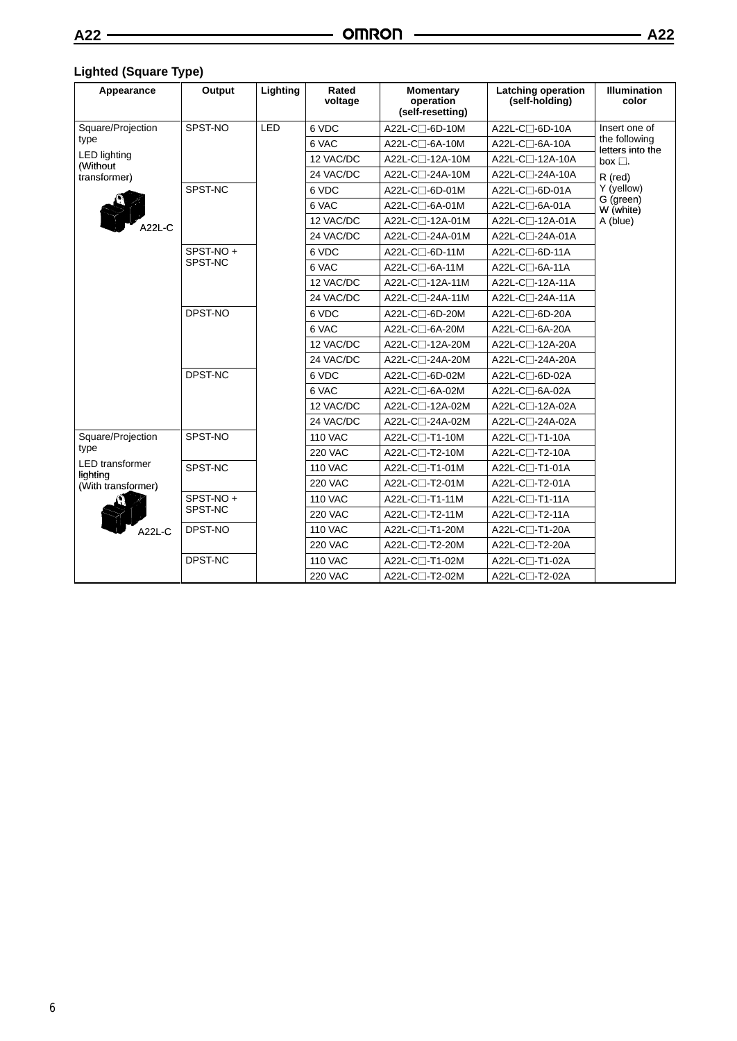### Lighted (Square Type)

| Appearance | Output | Lighting | Rated voltage | Momentary operation (self-resetting) | Latching operation (self-holding) | Illumination color |
|---|---|---|---|---|---|---|
| Square/Projection type LED lighting (Without transformer) A22L-C | SPST-NO | LED | 6 VDC | A22L-C□-6D-10M | A22L-C□-6D-10A | Insert one of the following letters into the box □. R (red) Y (yellow) G (green) W (white) A (blue) |
| | | | 6 VAC | A22L-C□-6A-10M | A22L-C□-6A-10A | |
| | | | 12 VAC/DC | A22L-C□-12A-10M | A22L-C□-12A-10A | |
| | | | 24 VAC/DC | A22L-C□-24A-10M | A22L-C□-24A-10A | |
| | SPST-NC | | 6 VDC | A22L-C□-6D-01M | A22L-C□-6D-01A | |
| | | | 6 VAC | A22L-C□-6A-01M | A22L-C□-6A-01A | |
| | | | 12 VAC/DC | A22L-C□-12A-01M | A22L-C□-12A-01A | |
| | | | 24 VAC/DC | A22L-C□-24A-01M | A22L-C□-24A-01A | |
| | SPST-NO + SPST-NC | | 6 VDC | A22L-C□-6D-11M | A22L-C□-6D-11A | |
| | | | 6 VAC | A22L-C□-6A-11M | A22L-C□-6A-11A | |
| | | | 12 VAC/DC | A22L-C□-12A-11M | A22L-C□-12A-11A | |
| | | | 24 VAC/DC | A22L-C□-24A-11M | A22L-C□-24A-11A | |
| | DPST-NO | | 6 VDC | A22L-C□-6D-20M | A22L-C□-6D-20A | |
| | | | 6 VAC | A22L-C□-6A-20M | A22L-C□-6A-20A | |
| | | | 12 VAC/DC | A22L-C□-12A-20M | A22L-C□-12A-20A | |
| | | | 24 VAC/DC | A22L-C□-24A-20M | A22L-C□-24A-20A | |
| | DPST-NC | | 6 VDC | A22L-C□-6D-02M | A22L-C□-6D-02A | |
| | | | 6 VAC | A22L-C□-6A-02M | A22L-C□-6A-02A | |
| | | | 12 VAC/DC | A22L-C□-12A-02M | A22L-C□-12A-02A | |
| | | | 24 VAC/DC | A22L-C□-24A-02M | A22L-C□-24A-02A | |
| Square/Projection type LED transformer lighting (With transformer) A22L-C | SPST-NO | | 110 VAC | A22L-C□-T1-10M | A22L-C□-T1-10A | |
| | | | 220 VAC | A22L-C□-T2-10M | A22L-C□-T2-10A | |
| | SPST-NC | | 110 VAC | A22L-C□-T1-01M | A22L-C□-T1-01A | |
| | | | 220 VAC | A22L-C□-T2-01M | A22L-C□-T2-01A | |
| | SPST-NO + SPST-NC | | 110 VAC | A22L-C□-T1-11M | A22L-C□-T1-11A | |
| | | | 220 VAC | A22L-C□-T2-11M | A22L-C□-T2-11A | |
| | DPST-NO | | 110 VAC | A22L-C□-T1-20M | A22L-C□-T1-20A | |
| | | | 220 VAC | A22L-C□-T2-20M | A22L-C□-T2-20A | |
| | DPST-NC | | 110 VAC | A22L-C□-T1-02M | A22L-C□-T1-02A | |
| | | | 220 VAC | A22L-C□-T2-02M | A22L-C□-T2-02A | |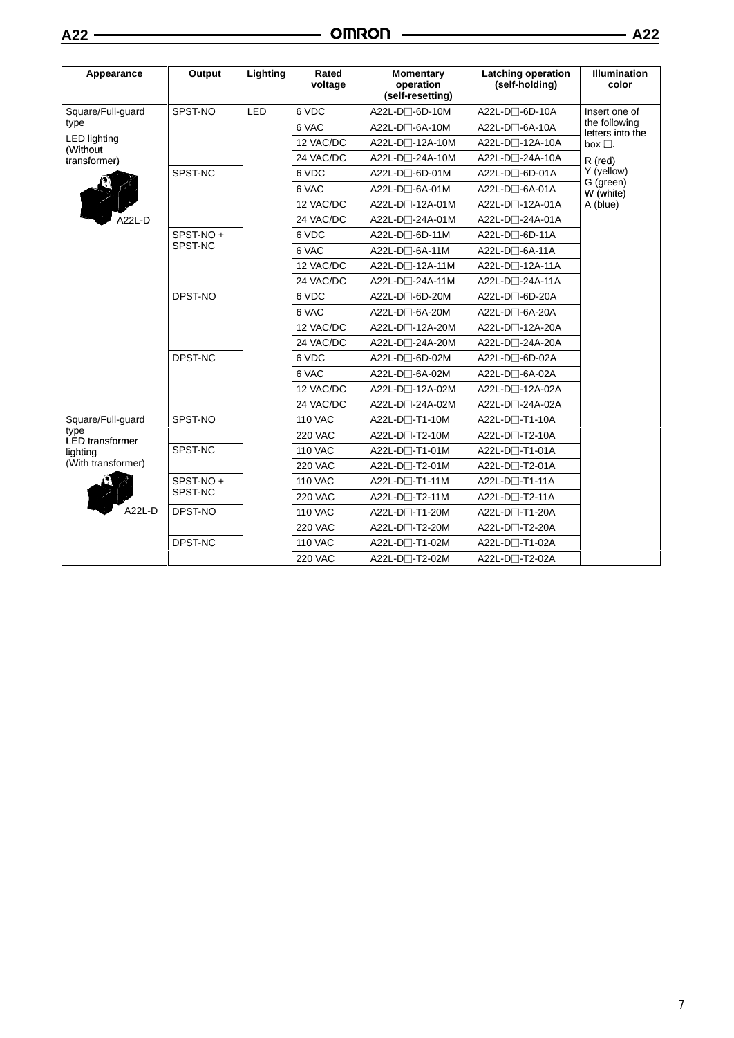| Appearance | Output | Lighting | Rated voltage | Momentary operation (self-resetting) | Latching operation (self-holding) | Illumination color |
|---|---|---|---|---|---|---|
| Square/Full-guard type LED lighting (Without transformer) A22L-D | SPST-NO | LED | 6 VDC | A22L-D□-6D-10M | A22L-D□-6D-10A | Insert one of the following letters into the box □. R (red) Y (yellow) G (green) W (white) A (blue) |
| | | | 6 VAC | A22L-D□-6A-10M | A22L-D□-6A-10A | |
| | | | 12 VAC/DC | A22L-D□-12A-10M | A22L-D□-12A-10A | |
| | | | 24 VAC/DC | A22L-D□-24A-10M | A22L-D□-24A-10A | |
| | SPST-NC | | 6 VDC | A22L-D□-6D-01M | A22L-D□-6D-01A | |
| | | | 6 VAC | A22L-D□-6A-01M | A22L-D□-6A-01A | |
| | | | 12 VAC/DC | A22L-D□-12A-01M | A22L-D□-12A-01A | |
| | | | 24 VAC/DC | A22L-D□-24A-01M | A22L-D□-24A-01A | |
| | SPST-NO + SPST-NC | | 6 VDC | A22L-D□-6D-11M | A22L-D□-6D-11A | |
| | | | 6 VAC | A22L-D□-6A-11M | A22L-D□-6A-11A | |
| | | | 12 VAC/DC | A22L-D□-12A-11M | A22L-D□-12A-11A | |
| | | | 24 VAC/DC | A22L-D□-24A-11M | A22L-D□-24A-11A | |
| | DPST-NO | | 6 VDC | A22L-D□-6D-20M | A22L-D□-6D-20A | |
| | | | 6 VAC | A22L-D□-6A-20M | A22L-D□-6A-20A | |
| | | | 12 VAC/DC | A22L-D□-12A-20M | A22L-D□-12A-20A | |
| | | | 24 VAC/DC | A22L-D□-24A-20M | A22L-D□-24A-20A | |
| | DPST-NC | | 6 VDC | A22L-D□-6D-02M | A22L-D□-6D-02A | |
| | | | 6 VAC | A22L-D□-6A-02M | A22L-D□-6A-02A | |
| | | | 12 VAC/DC | A22L-D□-12A-02M | A22L-D□-12A-02A | |
| | | | 24 VAC/DC | A22L-D□-24A-02M | A22L-D□-24A-02A | |
| Square/Full-guard type LED transformer lighting (With transformer) A22L-D | SPST-NO | | 110 VAC | A22L-D□-T1-10M | A22L-D□-T1-10A | |
| | | | 220 VAC | A22L-D□-T2-10M | A22L-D□-T2-10A | |
| | SPST-NC | | 110 VAC | A22L-D□-T1-01M | A22L-D□-T1-01A | |
| | | | 220 VAC | A22L-D□-T2-01M | A22L-D□-T2-01A | |
| | SPST-NO + SPST-NC | | 110 VAC | A22L-D□-T1-11M | A22L-D□-T1-11A | |
| | | | 220 VAC | A22L-D□-T2-11M | A22L-D□-T2-11A | |
| | DPST-NO | | 110 VAC | A22L-D□-T1-20M | A22L-D□-T1-20A | |
| | | | 220 VAC | A22L-D□-T2-20M | A22L-D□-T2-20A | |
| | DPST-NC | | 110 VAC | A22L-D□-T1-02M | A22L-D□-T1-02A | |
| | | | 220 VAC | A22L-D□-T2-02M | A22L-D□-T2-02A | |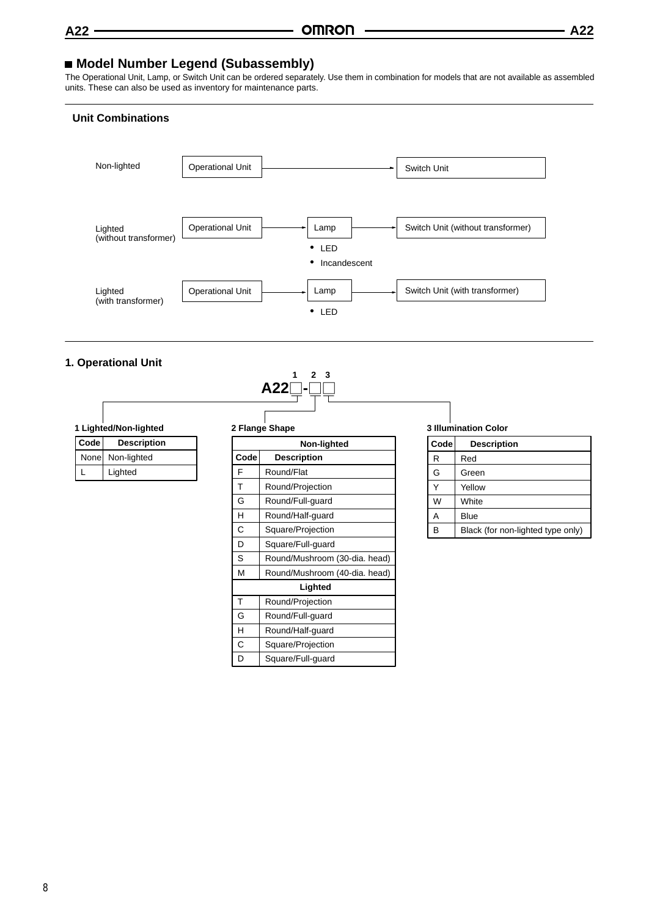## ■ Model Number Legend (Subassembly)

The Operational Unit, Lamp, or Switch Unit can be ordered separately. Use them in combination for models that are not available as assembled units. These can also be used as inventory for maintenance parts.

### Unit Combinations

Non-lighted: Operational Unit → Switch Unit

Lighted (without transformer): Operational Unit → Lamp → Switch Unit (without transformer)

- LED
- Incandescent

Lighted (with transformer): Operational Unit → Lamp → Switch Unit (with transformer)

- LED

### 1. Operational Unit

**A22□-□□**

(1: Lighted/Non-lighted, 2: Flange Shape, 3: Illumination Color)

**1 Lighted/Non-lighted**

| Code | Description |
|---|---|
| None | Non-lighted |
| L | Lighted |

**2 Flange Shape**

| Code | Description |
|---|---|
| **Non-lighted** | |
| F | Round/Flat |
| T | Round/Projection |
| G | Round/Full-guard |
| H | Round/Half-guard |
| C | Square/Projection |
| D | Square/Full-guard |
| S | Round/Mushroom (30-dia. head) |
| M | Round/Mushroom (40-dia. head) |
| **Lighted** | |
| T | Round/Projection |
| G | Round/Full-guard |
| H | Round/Half-guard |
| C | Square/Projection |
| D | Square/Full-guard |

**3 Illumination Color**

| Code | Description |
|---|---|
| R | Red |
| G | Green |
| Y | Yellow |
| W | White |
| A | Blue |
| B | Black (for non-lighted type only) |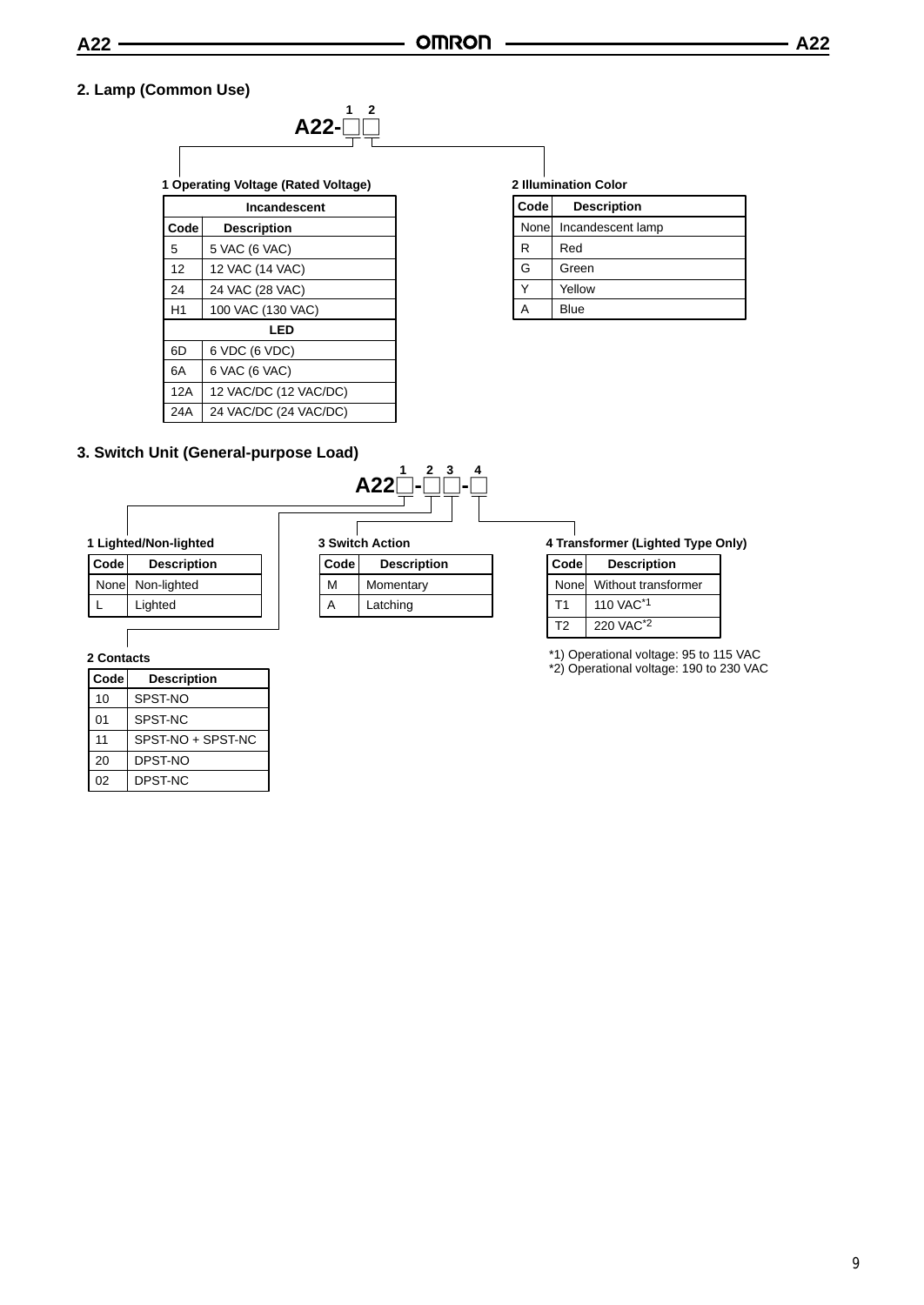## 2. Lamp (Common Use)

A22-□□ (1: Operating Voltage, 2: Illumination Color)

**1 Operating Voltage (Rated Voltage)**

| Code | Description |
|---|---|
| **Incandescent** | |
| 5 | 5 VAC (6 VAC) |
| 12 | 12 VAC (14 VAC) |
| 24 | 24 VAC (28 VAC) |
| H1 | 100 VAC (130 VAC) |
| **LED** | |
| 6D | 6 VDC (6 VDC) |
| 6A | 6 VAC (6 VAC) |
| 12A | 12 VAC/DC (12 VAC/DC) |
| 24A | 24 VAC/DC (24 VAC/DC) |

**2 Illumination Color**

| Code | Description |
|---|---|
| None | Incandescent lamp |
| R | Red |
| G | Green |
| Y | Yellow |
| A | Blue |

## 3. Switch Unit (General-purpose Load)

A22□-□□-□ (1: Lighted/Non-lighted, 2: Contacts, 3: Switch Action, 4: Transformer)

**1 Lighted/Non-lighted**

| Code | Description |
|---|---|
| None | Non-lighted |
| L | Lighted |

**2 Contacts**

| Code | Description |
|---|---|
| 10 | SPST-NO |
| 01 | SPST-NC |
| 11 | SPST-NO + SPST-NC |
| 20 | DPST-NO |
| 02 | DPST-NC |

**3 Switch Action**

| Code | Description |
|---|---|
| M | Momentary |
| A | Latching |

**4 Transformer (Lighted Type Only)**

| Code | Description |
|---|---|
| None | Without transformer |
| T1 | 110 VAC*1 |
| T2 | 220 VAC*2 |

*1) Operational voltage: 95 to 115 VAC
*2) Operational voltage: 190 to 230 VAC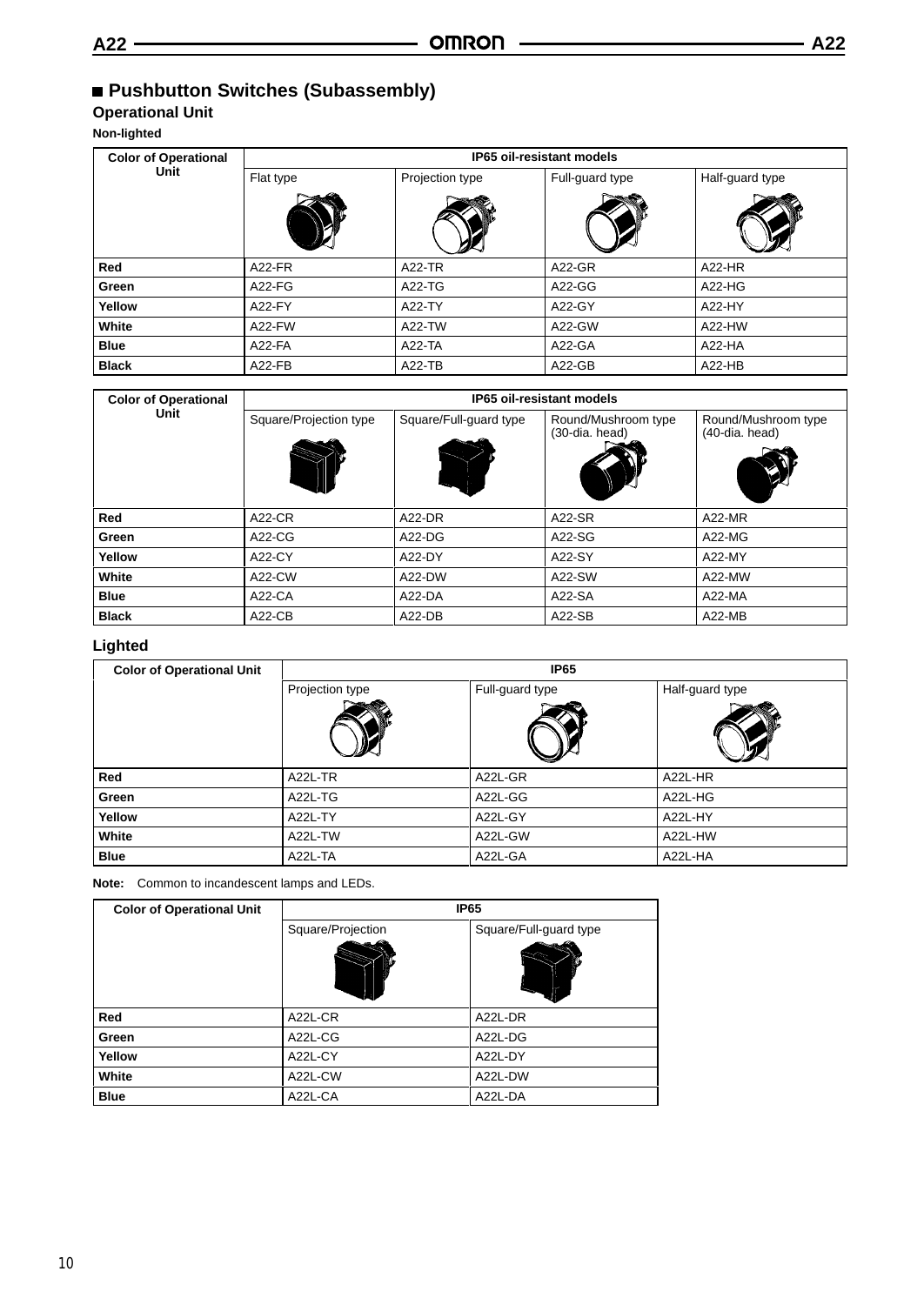## Pushbutton Switches (Subassembly)

### Operational Unit

**Non-lighted**

| Color of Operational Unit | IP65 oil-resistant models | | | |
|---|---|---|---|---|
| | Flat type | Projection type | Full-guard type | Half-guard type |
| **Red** | A22-FR | A22-TR | A22-GR | A22-HR |
| **Green** | A22-FG | A22-TG | A22-GG | A22-HG |
| **Yellow** | A22-FY | A22-TY | A22-GY | A22-HY |
| **White** | A22-FW | A22-TW | A22-GW | A22-HW |
| **Blue** | A22-FA | A22-TA | A22-GA | A22-HA |
| **Black** | A22-FB | A22-TB | A22-GB | A22-HB |

| Color of Operational Unit | IP65 oil-resistant models | | | |
|---|---|---|---|---|
| | Square/Projection type | Square/Full-guard type | Round/Mushroom type (30-dia. head) | Round/Mushroom type (40-dia. head) |
| **Red** | A22-CR | A22-DR | A22-SR | A22-MR |
| **Green** | A22-CG | A22-DG | A22-SG | A22-MG |
| **Yellow** | A22-CY | A22-DY | A22-SY | A22-MY |
| **White** | A22-CW | A22-DW | A22-SW | A22-MW |
| **Blue** | A22-CA | A22-DA | A22-SA | A22-MA |
| **Black** | A22-CB | A22-DB | A22-SB | A22-MB |

### Lighted

| Color of Operational Unit | IP65 | | |
|---|---|---|---|
| | Projection type | Full-guard type | Half-guard type |
| **Red** | A22L-TR | A22L-GR | A22L-HR |
| **Green** | A22L-TG | A22L-GG | A22L-HG |
| **Yellow** | A22L-TY | A22L-GY | A22L-HY |
| **White** | A22L-TW | A22L-GW | A22L-HW |
| **Blue** | A22L-TA | A22L-GA | A22L-HA |

**Note:** Common to incandescent lamps and LEDs.

| Color of Operational Unit | IP65 | |
|---|---|---|
| | Square/Projection | Square/Full-guard type |
| **Red** | A22L-CR | A22L-DR |
| **Green** | A22L-CG | A22L-DG |
| **Yellow** | A22L-CY | A22L-DY |
| **White** | A22L-CW | A22L-DW |
| **Blue** | A22L-CA | A22L-DA |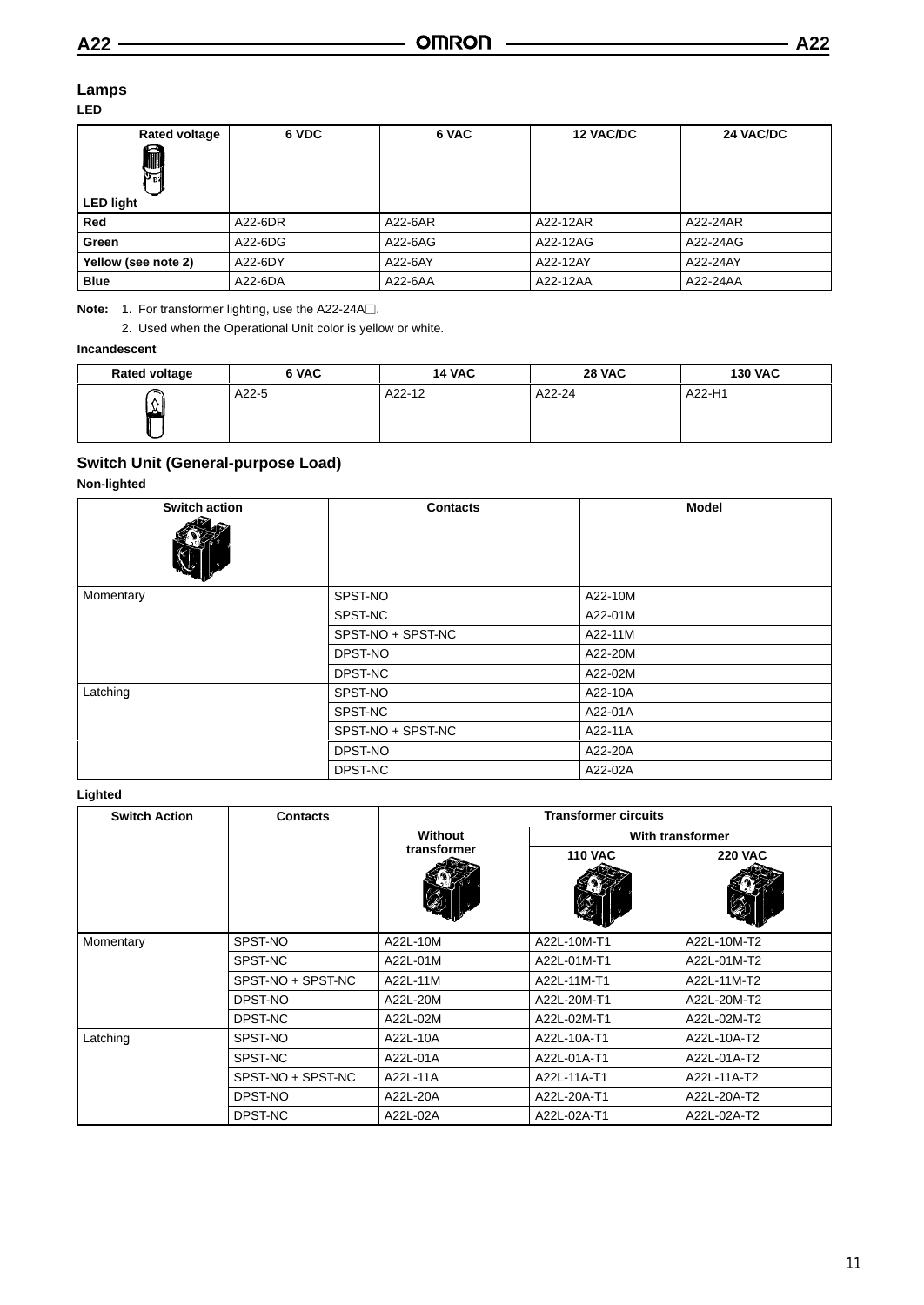## Lamps

### LED

| Rated voltage / LED light | 6 VDC | 6 VAC | 12 VAC/DC | 24 VAC/DC |
|---|---|---|---|---|
| **Red** | A22-6DR | A22-6AR | A22-12AR | A22-24AR |
| **Green** | A22-6DG | A22-6AG | A22-12AG | A22-24AG |
| **Yellow (see note 2)** | A22-6DY | A22-6AY | A22-12AY | A22-24AY |
| **Blue** | A22-6DA | A22-6AA | A22-12AA | A22-24AA |

**Note:** 1. For transformer lighting, use the A22-24A□.

2. Used when the Operational Unit color is yellow or white.

### Incandescent

| Rated voltage | 6 VAC | 14 VAC | 28 VAC | 130 VAC |
|---|---|---|---|---|
| | A22-5 | A22-12 | A22-24 | A22-H1 |

## Switch Unit (General-purpose Load)

### Non-lighted

| Switch action | Contacts | Model |
|---|---|---|
| Momentary | SPST-NO | A22-10M |
| | SPST-NC | A22-01M |
| | SPST-NO + SPST-NC | A22-11M |
| | DPST-NO | A22-20M |
| | DPST-NC | A22-02M |
| Latching | SPST-NO | A22-10A |
| | SPST-NC | A22-01A |
| | SPST-NO + SPST-NC | A22-11A |
| | DPST-NO | A22-20A |
| | DPST-NC | A22-02A |

### Lighted

| Switch Action | Contacts | Transformer circuits | | |
|---|---|---|---|---|
| | | Without transformer | With transformer | |
| | | | 110 VAC | 220 VAC |
| Momentary | SPST-NO | A22L-10M | A22L-10M-T1 | A22L-10M-T2 |
| | SPST-NC | A22L-01M | A22L-01M-T1 | A22L-01M-T2 |
| | SPST-NO + SPST-NC | A22L-11M | A22L-11M-T1 | A22L-11M-T2 |
| | DPST-NO | A22L-20M | A22L-20M-T1 | A22L-20M-T2 |
| | DPST-NC | A22L-02M | A22L-02M-T1 | A22L-02M-T2 |
| Latching | SPST-NO | A22L-10A | A22L-10A-T1 | A22L-10A-T2 |
| | SPST-NC | A22L-01A | A22L-01A-T1 | A22L-01A-T2 |
| | SPST-NO + SPST-NC | A22L-11A | A22L-11A-T1 | A22L-11A-T2 |
| | DPST-NO | A22L-20A | A22L-20A-T1 | A22L-20A-T2 |
| | DPST-NC | A22L-02A | A22L-02A-T1 | A22L-02A-T2 |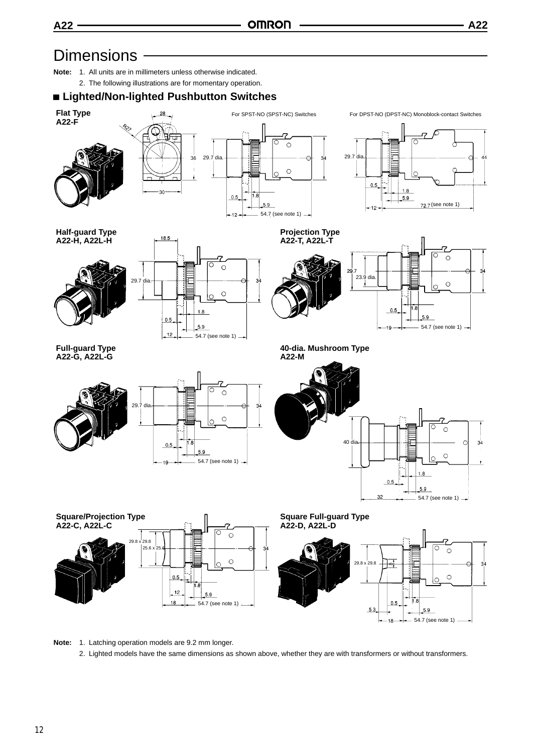# Dimensions

**Note:** 1. All units are in millimeters unless otherwise indicated.

2. The following illustrations are for momentary operation.

## Lighted/Non-lighted Pushbutton Switches

### Flat Type
**A22-F**

For SPST-NO (SPST-NC) Switches

For DPST-NO (DPST-NC) Monoblock-contact Switches

### Half-guard Type
**A22-H, A22L-H**

### Projection Type
**A22-T, A22L-T**

### Full-guard Type
**A22-G, A22L-G**

### 40-dia. Mushroom Type
**A22-M**

### Square/Projection Type
**A22-C, A22L-C**

### Square Full-guard Type
**A22-D, A22L-D**

**Note:** 1. Latching operation models are 9.2 mm longer.

2. Lighted models have the same dimensions as shown above, whether they are with transformers or without transformers.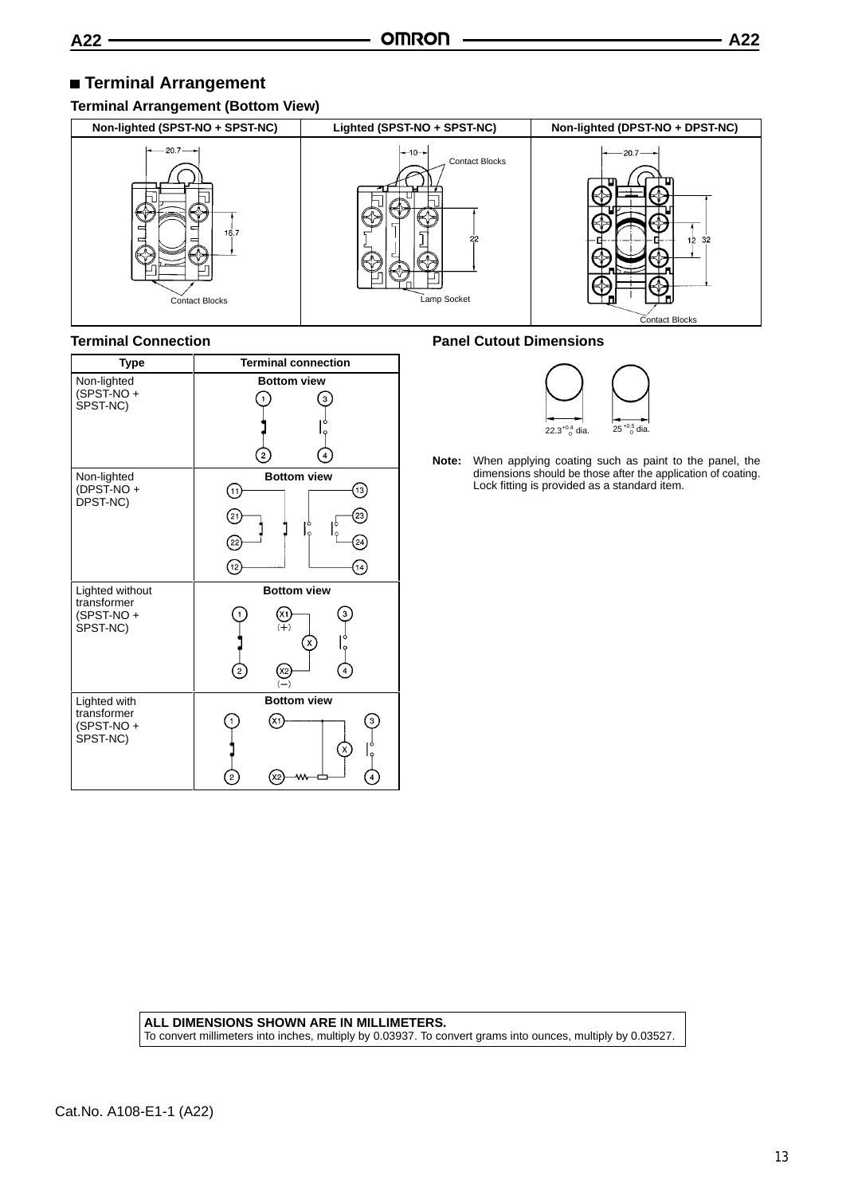## ■ Terminal Arrangement

### Terminal Arrangement (Bottom View)

| Non-lighted (SPST-NO + SPST-NC) | Lighted (SPST-NO + SPST-NC) | Non-lighted (DPST-NO + DPST-NC) |
|---|---|---|
| 20.7<br>16.7<br>Contact Blocks | 10<br>Contact Blocks<br>22<br>Lamp Socket | 20.7<br>12<br>32<br>Contact Blocks |

### Terminal Connection

| Type | Terminal connection |
|---|---|
| Non-lighted (SPST-NO + SPST-NC) | Bottom view<br>1 3<br>2 4 |
| Non-lighted (DPST-NO + DPST-NC) | Bottom view<br>11 13<br>21 23<br>22 24<br>12 14 |
| Lighted without transformer (SPST-NO + SPST-NC) | Bottom view<br>1 X1 (+) 3<br>X<br>2 X2 (−) 4 |
| Lighted with transformer (SPST-NO + SPST-NC) | Bottom view<br>1 X1 3<br>X<br>2 X2 4 |

### Panel Cutout Dimensions

$22.3^{+0.4}_{0}$ dia.

$25^{+0.5}_{0}$ dia.

**Note:** When applying coating such as paint to the panel, the dimensions should be those after the application of coating. Lock fitting is provided as a standard item.

**ALL DIMENSIONS SHOWN ARE IN MILLIMETERS.**
To convert millimeters into inches, multiply by 0.03937. To convert grams into ounces, multiply by 0.03527.

Cat.No. A108-E1-1 (A22)